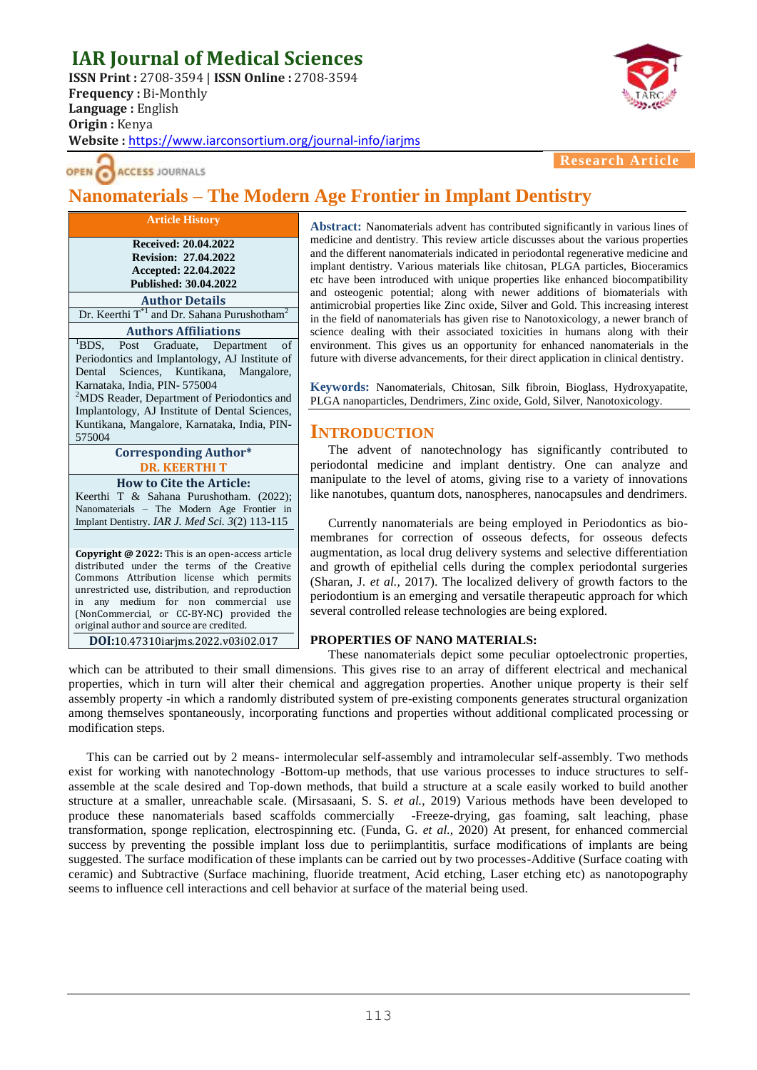# IAR Journal of Medical Sciences

**ISSN Print :** 2708-3594 | **ISSN Online :** 2708-3594
**Frequency :** Bi-Monthly
**Language :** English
**Origin :** Kenya
**Website :** https://www.iarconsortium.org/journal-info/iarjms

OPEN ACCESS JOURNALS

**Research Article**

# Nanomaterials – The Modern Age Frontier in Implant Dentistry

**Article History**

**Received: 20.04.2022**
**Revision: 27.04.2022**
**Accepted: 22.04.2022**
**Published: 30.04.2022**

**Author Details**

Dr. Keerthi T[*1] and Dr. Sahana Purushotham[2]

**Authors Affiliations**

[1]BDS, Post Graduate, Department of Periodontics and Implantology, AJ Institute of Dental Sciences, Kuntikana, Mangalore, Karnataka, India, PIN- 575004

[2]MDS Reader, Department of Periodontics and Implantology, AJ Institute of Dental Sciences, Kuntikana, Mangalore, Karnataka, India, PIN- 575004

**Corresponding Author***

**DR. KEERTHI T**

**How to Cite the Article:**

Keerthi T & Sahana Purushotham. (2022); Nanomaterials – The Modern Age Frontier in Implant Dentistry. *IAR J. Med Sci. 3*(2) 113-115

**Copyright @ 2022:** This is an open-access article distributed under the terms of the Creative Commons Attribution license which permits unrestricted use, distribution, and reproduction in any medium for non commercial use (NonCommercial, or CC-BY-NC) provided the original author and source are credited.

**DOI:**10.47310iarjms.2022.v03i02.017

**Abstract:** Nanomaterials advent has contributed significantly in various lines of medicine and dentistry. This review article discusses about the various properties and the different nanomaterials indicated in periodontal regenerative medicine and implant dentistry. Various materials like chitosan, PLGA particles, Bioceramics etc have been introduced with unique properties like enhanced biocompatibility and osteogenic potential; along with newer additions of biomaterials with antimicrobial properties like Zinc oxide, Silver and Gold. This increasing interest in the field of nanomaterials has given rise to Nanotoxicology, a newer branch of science dealing with their associated toxicities in humans along with their environment. This gives us an opportunity for enhanced nanomaterials in the future with diverse advancements, for their direct application in clinical dentistry.

**Keywords:** Nanomaterials, Chitosan, Silk fibroin, Bioglass, Hydroxyapatite, PLGA nanoparticles, Dendrimers, Zinc oxide, Gold, Silver, Nanotoxicology.

## INTRODUCTION

The advent of nanotechnology has significantly contributed to periodontal medicine and implant dentistry. One can analyze and manipulate to the level of atoms, giving rise to a variety of innovations like nanotubes, quantum dots, nanospheres, nanocapsules and dendrimers.

Currently nanomaterials are being employed in Periodontics as bio-membranes for correction of osseous defects, for osseous defects augmentation, as local drug delivery systems and selective differentiation and growth of epithelial cells during the complex periodontal surgeries (Sharan, J. *et al.*, 2017). The localized delivery of growth factors to the periodontium is an emerging and versatile therapeutic approach for which several controlled release technologies are being explored.

### PROPERTIES OF NANO MATERIALS:

These nanomaterials depict some peculiar optoelectronic properties, which can be attributed to their small dimensions. This gives rise to an array of different electrical and mechanical properties, which in turn will alter their chemical and aggregation properties. Another unique property is their self assembly property -in which a randomly distributed system of pre-existing components generates structural organization among themselves spontaneously, incorporating functions and properties without additional complicated processing or modification steps.

This can be carried out by 2 means- intermolecular self-assembly and intramolecular self-assembly. Two methods exist for working with nanotechnology -Bottom-up methods, that use various processes to induce structures to self-assemble at the scale desired and Top-down methods, that build a structure at a scale easily worked to build another structure at a smaller, unreachable scale. (Mirsasaani, S. S. *et al.*, 2019) Various methods have been developed to produce these nanomaterials based scaffolds commercially -Freeze-drying, gas foaming, salt leaching, phase transformation, sponge replication, electrospinning etc. (Funda, G. *et al.*, 2020) At present, for enhanced commercial success by preventing the possible implant loss due to periimplantitis, surface modifications of implants are being suggested. The surface modification of these implants can be carried out by two processes-Additive (Surface coating with ceramic) and Subtractive (Surface machining, fluoride treatment, Acid etching, Laser etching etc) as nanotopography seems to influence cell interactions and cell behavior at surface of the material being used.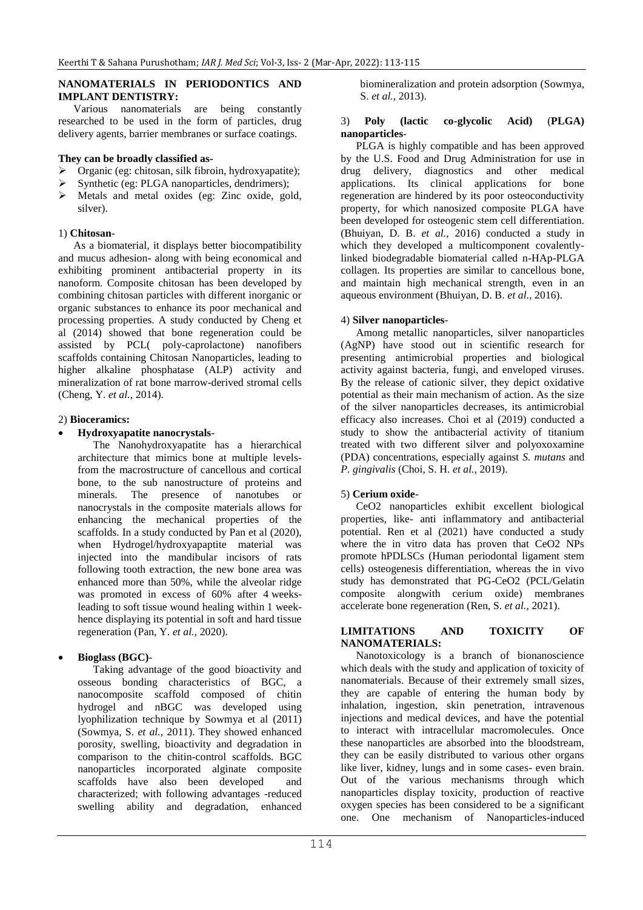**NANOMATERIALS IN PERIODONTICS AND IMPLANT DENTISTRY:**

Various nanomaterials are being constantly researched to be used in the form of particles, drug delivery agents, barrier membranes or surface coatings.

**They can be broadly classified as-**

- Organic (eg: chitosan, silk fibroin, hydroxyapatite);
- Synthetic (eg: PLGA nanoparticles, dendrimers);
- Metals and metal oxides (eg: Zinc oxide, gold, silver).

1) **Chitosan-**

As a biomaterial, it displays better biocompatibility and mucus adhesion- along with being economical and exhibiting prominent antibacterial property in its nanoform. Composite chitosan has been developed by combining chitosan particles with different inorganic or organic substances to enhance its poor mechanical and processing properties. A study conducted by Cheng et al (2014) showed that bone regeneration could be assisted by PCL( poly-caprolactone) nanofibers scaffolds containing Chitosan Nanoparticles, leading to higher alkaline phosphatase (ALP) activity and mineralization of rat bone marrow-derived stromal cells (Cheng, Y. *et al.,* 2014).

2) **Bioceramics:**

- **Hydroxyapatite nanocrystals-**

  The Nanohydroxyapatite has a hierarchical architecture that mimics bone at multiple levels- from the macrostructure of cancellous and cortical bone, to the sub nanostructure of proteins and minerals. The presence of nanotubes or nanocrystals in the composite materials allows for enhancing the mechanical properties of the scaffolds. In a study conducted by Pan et al (2020), when Hydrogel/hydroxyapaptite material was injected into the mandibular incisors of rats following tooth extraction, the new bone area was enhanced more than 50%, while the alveolar ridge was promoted in excess of 60% after 4 weeks- leading to soft tissue wound healing within 1 week- hence displaying its potential in soft and hard tissue regeneration (Pan, Y. *et al.,* 2020).

- **Bioglass (BGC)-**

  Taking advantage of the good bioactivity and osseous bonding characteristics of BGC, a nanocomposite scaffold composed of chitin hydrogel and nBGC was developed using lyophilization technique by Sowmya et al (2011) (Sowmya, S. *et al.,* 2011). They showed enhanced porosity, swelling, bioactivity and degradation in comparison to the chitin-control scaffolds. BGC nanoparticles incorporated alginate composite scaffolds have also been developed and characterized; with following advantages -reduced swelling ability and degradation, enhanced biomineralization and protein adsorption (Sowmya, S. *et al.,* 2013).

3) **Poly (lactic co-glycolic Acid) (PLGA) nanoparticles-**

PLGA is highly compatible and has been approved by the U.S. Food and Drug Administration for use in drug delivery, diagnostics and other medical applications. Its clinical applications for bone regeneration are hindered by its poor osteoconductivity property, for which nanosized composite PLGA have been developed for osteogenic stem cell differentiation. (Bhuiyan, D. B. *et al.,* 2016) conducted a study in which they developed a multicomponent covalently-linked biodegradable biomaterial called n-HAp-PLGA collagen. Its properties are similar to cancellous bone, and maintain high mechanical strength, even in an aqueous environment (Bhuiyan, D. B. *et al.,* 2016).

4) **Silver nanoparticles-**

Among metallic nanoparticles, silver nanoparticles (AgNP) have stood out in scientific research for presenting antimicrobial properties and biological activity against bacteria, fungi, and enveloped viruses. By the release of cationic silver, they depict oxidative potential as their main mechanism of action. As the size of the silver nanoparticles decreases, its antimicrobial efficacy also increases. Choi et al (2019) conducted a study to show the antibacterial activity of titanium treated with two different silver and polyoxoxamine (PDA) concentrations, especially against *S. mutans* and *P. gingivalis* (Choi, S. H. *et al.,* 2019).

5) **Cerium oxide-**

$CeO_2$ nanoparticles exhibit excellent biological properties, like- anti inflammatory and antibacterial potential. Ren et al (2021) have conducted a study where the in vitro data has proven that $CeO_2$ NPs promote hPDLSCs (Human periodontal ligament stem cells) osteogenesis differentiation, whereas the in vivo study has demonstrated that PG-$CeO_2$ (PCL/Gelatin composite alongwith cerium oxide) membranes accelerate bone regeneration (Ren, S. *et al.,* 2021).

**LIMITATIONS AND TOXICITY OF NANOMATERIALS:**

Nanotoxicology is a branch of bionanoscience which deals with the study and application of toxicity of nanomaterials. Because of their extremely small sizes, they are capable of entering the human body by inhalation, ingestion, skin penetration, intravenous injections and medical devices, and have the potential to interact with intracellular macromolecules. Once these nanoparticles are absorbed into the bloodstream, they can be easily distributed to various other organs like liver, kidney, lungs and in some cases- even brain. Out of the various mechanisms through which nanoparticles display toxicity, production of reactive oxygen species has been considered to be a significant one. One mechanism of Nanoparticles-induced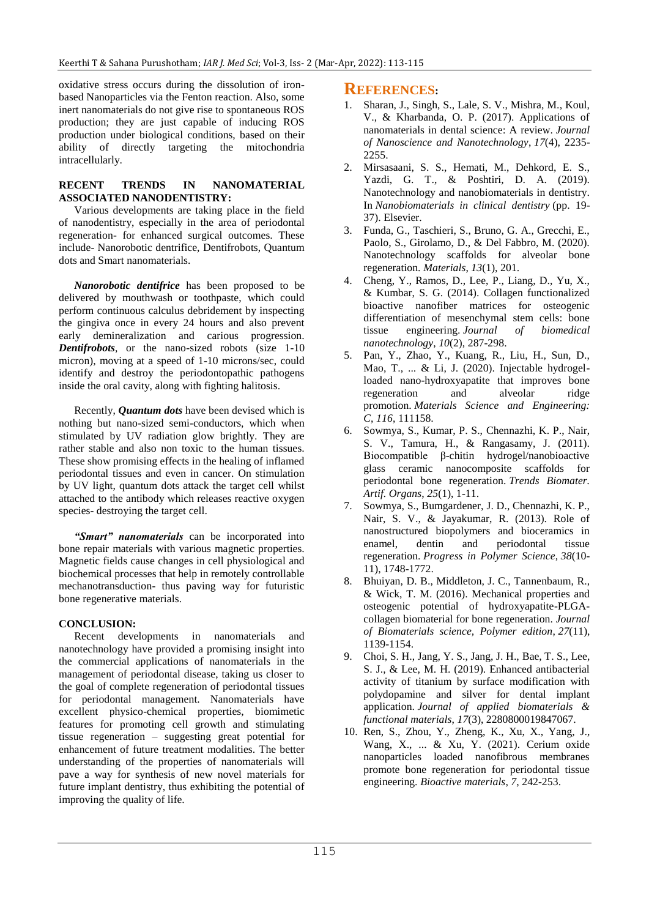oxidative stress occurs during the dissolution of iron-based Nanoparticles via the Fenton reaction. Also, some inert nanomaterials do not give rise to spontaneous ROS production; they are just capable of inducing ROS production under biological conditions, based on their ability of directly targeting the mitochondria intracellularly.

**RECENT TRENDS IN NANOMATERIAL ASSOCIATED NANODENTISTRY:**

Various developments are taking place in the field of nanodentistry, especially in the area of periodontal regeneration- for enhanced surgical outcomes. These include- Nanorobotic dentrifice, Dentifrobots, Quantum dots and Smart nanomaterials.

***Nanorobotic dentifrice*** has been proposed to be delivered by mouthwash or toothpaste, which could perform continuous calculus debridement by inspecting the gingiva once in every 24 hours and also prevent early demineralization and carious progression. ***Dentifrobots***, or the nano-sized robots (size 1-10 micron), moving at a speed of 1-10 microns/sec, could identify and destroy the periodontopathic pathogens inside the oral cavity, along with fighting halitosis.

Recently, ***Quantum dots*** have been devised which is nothing but nano-sized semi-conductors, which when stimulated by UV radiation glow brightly. They are rather stable and also non toxic to the human tissues. These show promising effects in the healing of inflamed periodontal tissues and even in cancer. On stimulation by UV light, quantum dots attack the target cell whilst attached to the antibody which releases reactive oxygen species- destroying the target cell.

***"Smart" nanomaterials*** can be incorporated into bone repair materials with various magnetic properties. Magnetic fields cause changes in cell physiological and biochemical processes that help in remotely controllable mechanotransduction- thus paving way for futuristic bone regenerative materials.

**CONCLUSION:**

Recent developments in nanomaterials and nanotechnology have provided a promising insight into the commercial applications of nanomaterials in the management of periodontal disease, taking us closer to the goal of complete regeneration of periodontal tissues for periodontal management. Nanomaterials have excellent physico-chemical properties, biomimetic features for promoting cell growth and stimulating tissue regeneration – suggesting great potential for enhancement of future treatment modalities. The better understanding of the properties of nanomaterials will pave a way for synthesis of new novel materials for future implant dentistry, thus exhibiting the potential of improving the quality of life.

## REFERENCES:

1. Sharan, J., Singh, S., Lale, S. V., Mishra, M., Koul, V., & Kharbanda, O. P. (2017). Applications of nanomaterials in dental science: A review. *Journal of Nanoscience and Nanotechnology*, *17*(4), 2235-2255.
2. Mirsasaani, S. S., Hemati, M., Dehkord, E. S., Yazdi, G. T., & Poshtiri, D. A. (2019). Nanotechnology and nanobiomaterials in dentistry. In *Nanobiomaterials in clinical dentistry* (pp. 19-37). Elsevier.
3. Funda, G., Taschieri, S., Bruno, G. A., Grecchi, E., Paolo, S., Girolamo, D., & Del Fabbro, M. (2020). Nanotechnology scaffolds for alveolar bone regeneration. *Materials*, *13*(1), 201.
4. Cheng, Y., Ramos, D., Lee, P., Liang, D., Yu, X., & Kumbar, S. G. (2014). Collagen functionalized bioactive nanofiber matrices for osteogenic differentiation of mesenchymal stem cells: bone tissue engineering. *Journal of biomedical nanotechnology*, *10*(2), 287-298.
5. Pan, Y., Zhao, Y., Kuang, R., Liu, H., Sun, D., Mao, T., ... & Li, J. (2020). Injectable hydrogel-loaded nano-hydroxyapatite that improves bone regeneration and alveolar ridge promotion. *Materials Science and Engineering: C*, *116*, 111158.
6. Sowmya, S., Kumar, P. S., Chennazhi, K. P., Nair, S. V., Tamura, H., & Rangasamy, J. (2011). Biocompatible β-chitin hydrogel/nanobioactive glass ceramic nanocomposite scaffolds for periodontal bone regeneration. *Trends Biomater. Artif. Organs*, *25*(1), 1-11.
7. Sowmya, S., Bumgardener, J. D., Chennazhi, K. P., Nair, S. V., & Jayakumar, R. (2013). Role of nanostructured biopolymers and bioceramics in enamel, dentin and periodontal tissue regeneration. *Progress in Polymer Science*, *38*(10-11), 1748-1772.
8. Bhuiyan, D. B., Middleton, J. C., Tannenbaum, R., & Wick, T. M. (2016). Mechanical properties and osteogenic potential of hydroxyapatite-PLGA-collagen biomaterial for bone regeneration. *Journal of Biomaterials science, Polymer edition*, *27*(11), 1139-1154.
9. Choi, S. H., Jang, Y. S., Jang, J. H., Bae, T. S., Lee, S. J., & Lee, M. H. (2019). Enhanced antibacterial activity of titanium by surface modification with polydopamine and silver for dental implant application. *Journal of applied biomaterials & functional materials*, *17*(3), 2280800019847067.
10. Ren, S., Zhou, Y., Zheng, K., Xu, X., Yang, J., Wang, X., ... & Xu, Y. (2021). Cerium oxide nanoparticles loaded nanofibrous membranes promote bone regeneration for periodontal tissue engineering. *Bioactive materials*, *7*, 242-253.